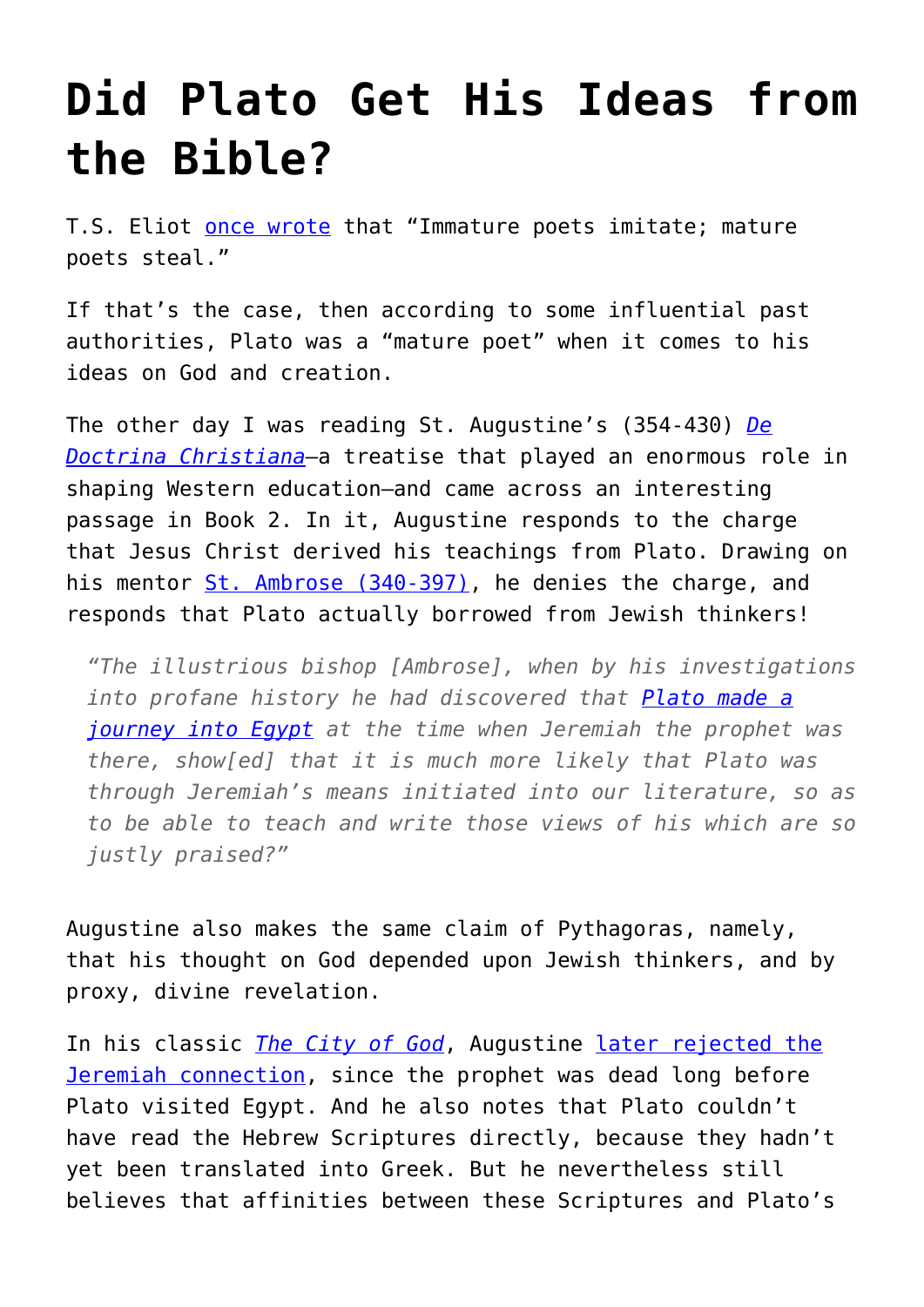# Did Plato Get His Ideas from the Bible?

T.S. Eliot once wrote that “Immature poets imitate; mature poets steal.”

If that’s the case, then according to some influential past authorities, Plato was a “mature poet” when it comes to his ideas on God and creation.

The other day I was reading St. Augustine’s (354-430) *De Doctrina Christiana*—a treatise that played an enormous role in shaping Western education—and came across an interesting passage in Book 2. In it, Augustine responds to the charge that Jesus Christ derived his teachings from Plato. Drawing on his mentor St. Ambrose (340-397), he denies the charge, and responds that Plato actually borrowed from Jewish thinkers!

> *“The illustrious bishop [Ambrose], when by his investigations into profane history he had discovered that Plato made a journey into Egypt at the time when Jeremiah the prophet was there, show[ed] that it is much more likely that Plato was through Jeremiah’s means initiated into our literature, so as to be able to teach and write those views of his which are so justly praised?”*

Augustine also makes the same claim of Pythagoras, namely, that his thought on God depended upon Jewish thinkers, and by proxy, divine revelation.

In his classic *The City of God*, Augustine later rejected the Jeremiah connection, since the prophet was dead long before Plato visited Egypt. And he also notes that Plato couldn’t have read the Hebrew Scriptures directly, because they hadn’t yet been translated into Greek. But he nevertheless still believes that affinities between these Scriptures and Plato’s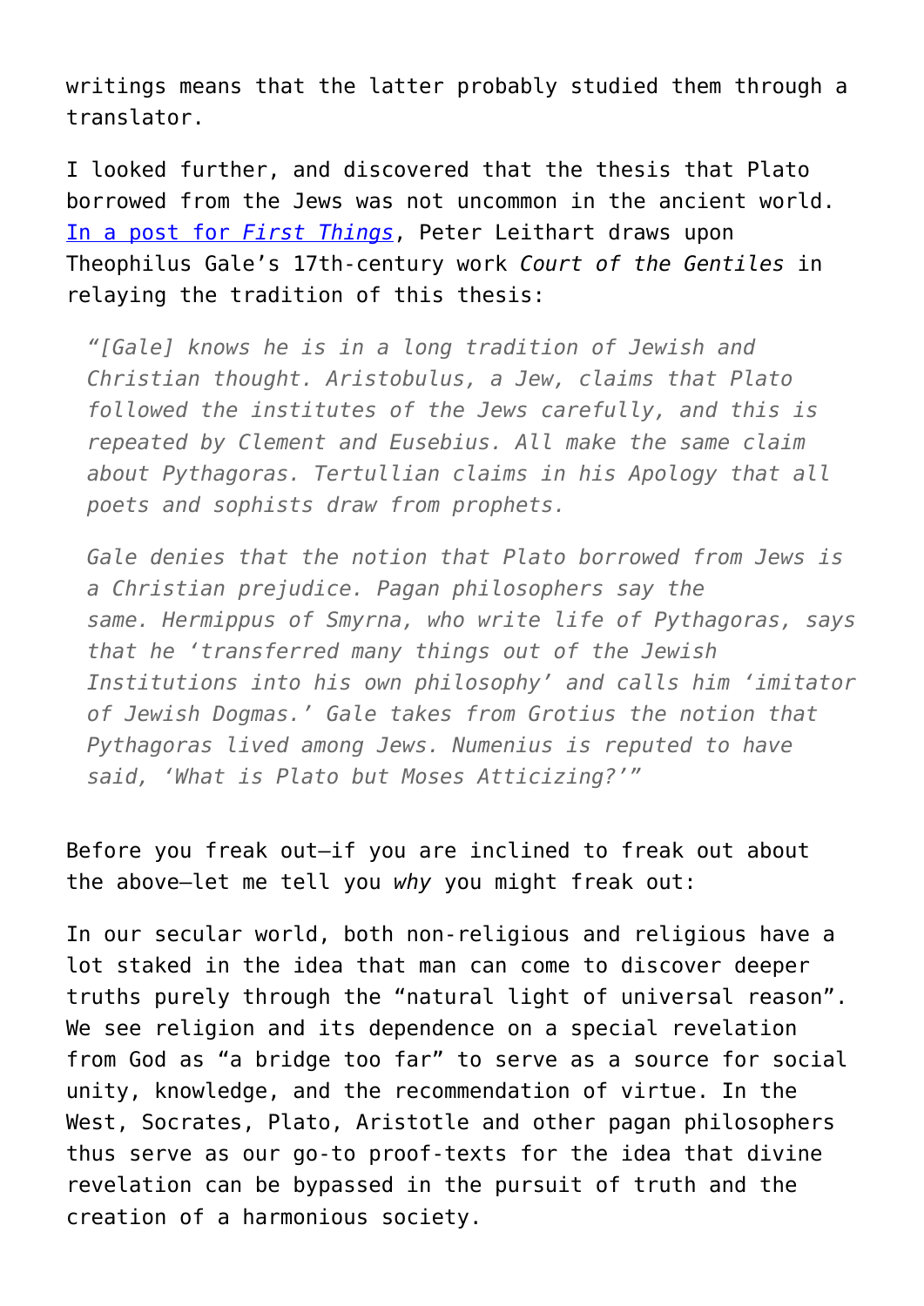writings means that the latter probably studied them through a translator.

I looked further, and discovered that the thesis that Plato borrowed from the Jews was not uncommon in the ancient world. [In a post for *First Things*](), Peter Leithart draws upon Theophilus Gale's 17th-century work *Court of the Gentiles* in relaying the tradition of this thesis:

> *"[Gale] knows he is in a long tradition of Jewish and Christian thought. Aristobulus, a Jew, claims that Plato followed the institutes of the Jews carefully, and this is repeated by Clement and Eusebius. All make the same claim about Pythagoras. Tertullian claims in his Apology that all poets and sophists draw from prophets.*
>
> *Gale denies that the notion that Plato borrowed from Jews is a Christian prejudice. Pagan philosophers say the same. Hermippus of Smyrna, who write life of Pythagoras, says that he 'transferred many things out of the Jewish Institutions into his own philosophy' and calls him 'imitator of Jewish Dogmas.' Gale takes from Grotius the notion that Pythagoras lived among Jews. Numenius is reputed to have said, 'What is Plato but Moses Atticizing?'"*

Before you freak out—if you are inclined to freak out about the above—let me tell you *why* you might freak out:

In our secular world, both non-religious and religious have a lot staked in the idea that man can come to discover deeper truths purely through the "natural light of universal reason". We see religion and its dependence on a special revelation from God as "a bridge too far" to serve as a source for social unity, knowledge, and the recommendation of virtue. In the West, Socrates, Plato, Aristotle and other pagan philosophers thus serve as our go-to proof-texts for the idea that divine revelation can be bypassed in the pursuit of truth and the creation of a harmonious society.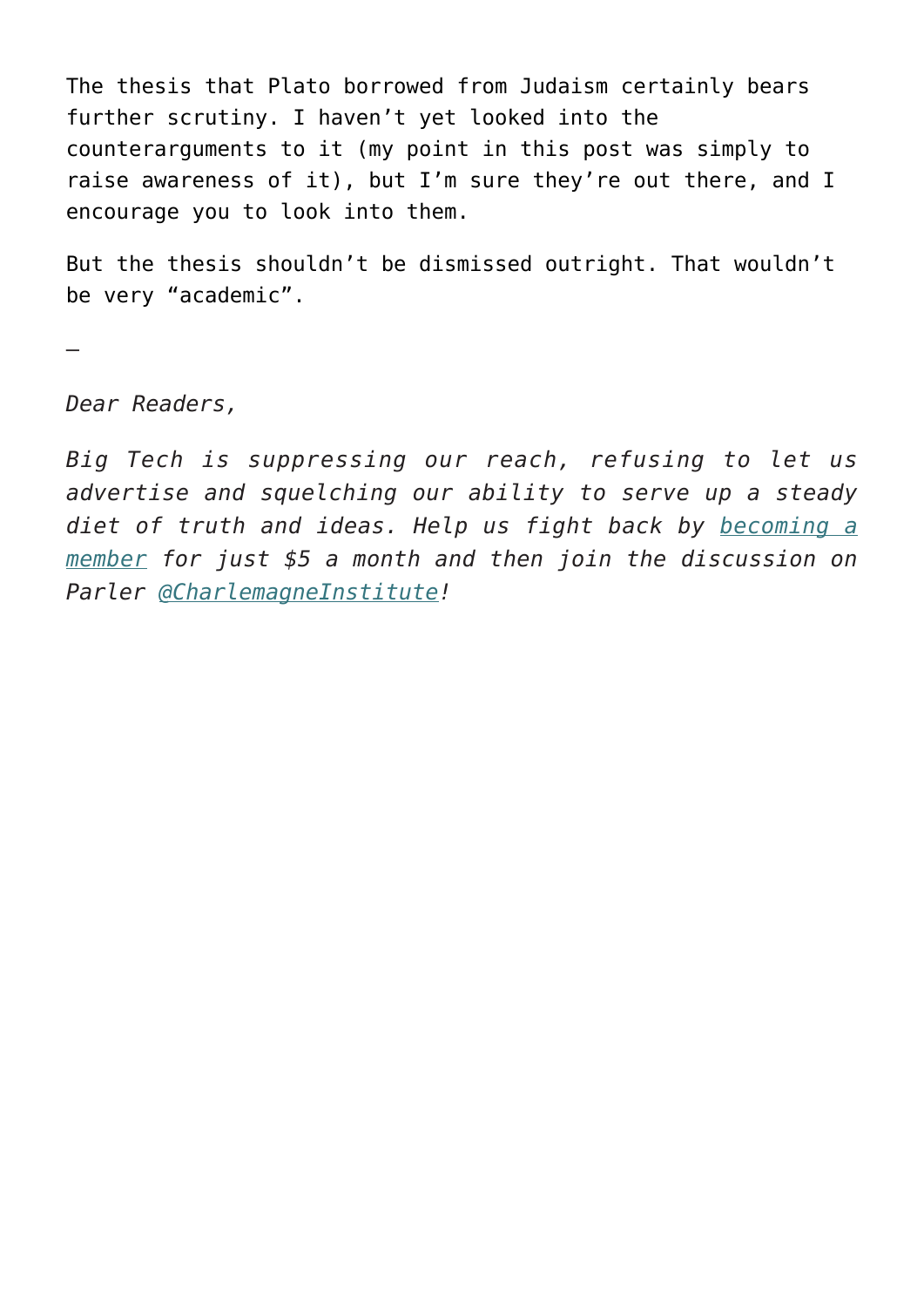The thesis that Plato borrowed from Judaism certainly bears further scrutiny. I haven't yet looked into the counterarguments to it (my point in this post was simply to raise awareness of it), but I'm sure they're out there, and I encourage you to look into them.

But the thesis shouldn't be dismissed outright. That wouldn't be very "academic".

—

*Dear Readers,*

*Big Tech is suppressing our reach, refusing to let us advertise and squelching our ability to serve up a steady diet of truth and ideas. Help us fight back by [becoming a member]() for just $5 a month and then join the discussion on Parler [@CharlemagneInstitute]()!*